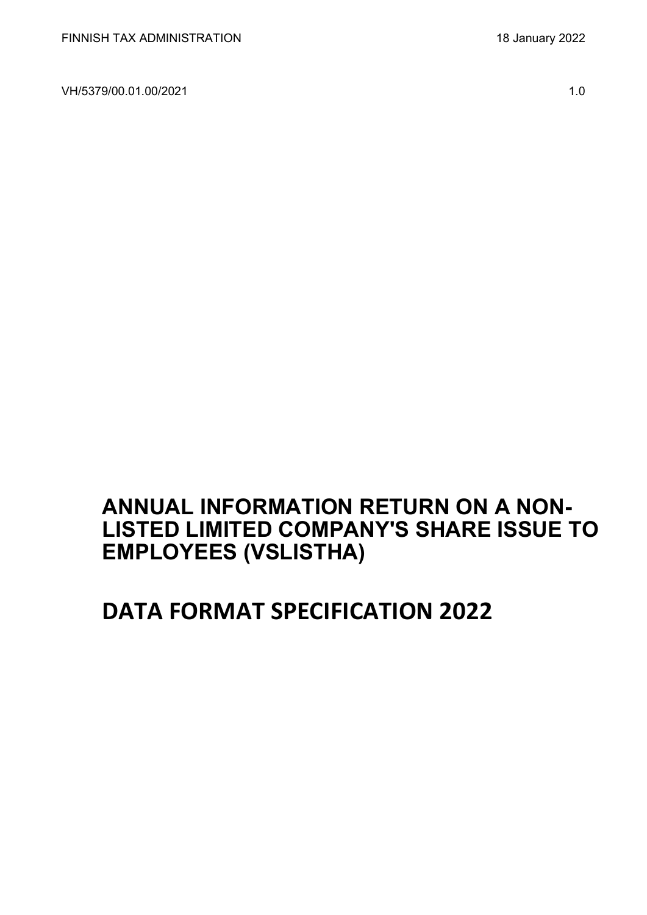FINNISH TAX ADMINISTRATION 18 January 2022

VH/5379/00.01.00/2021 1.0

# ANNUAL INFORMATION RETURN ON A NON-LISTED LIMITED COMPANY'S SHARE ISSUE TO EMPLOYEES (VSLISTHA)

# DATA FORMAT SPECIFICATION 2022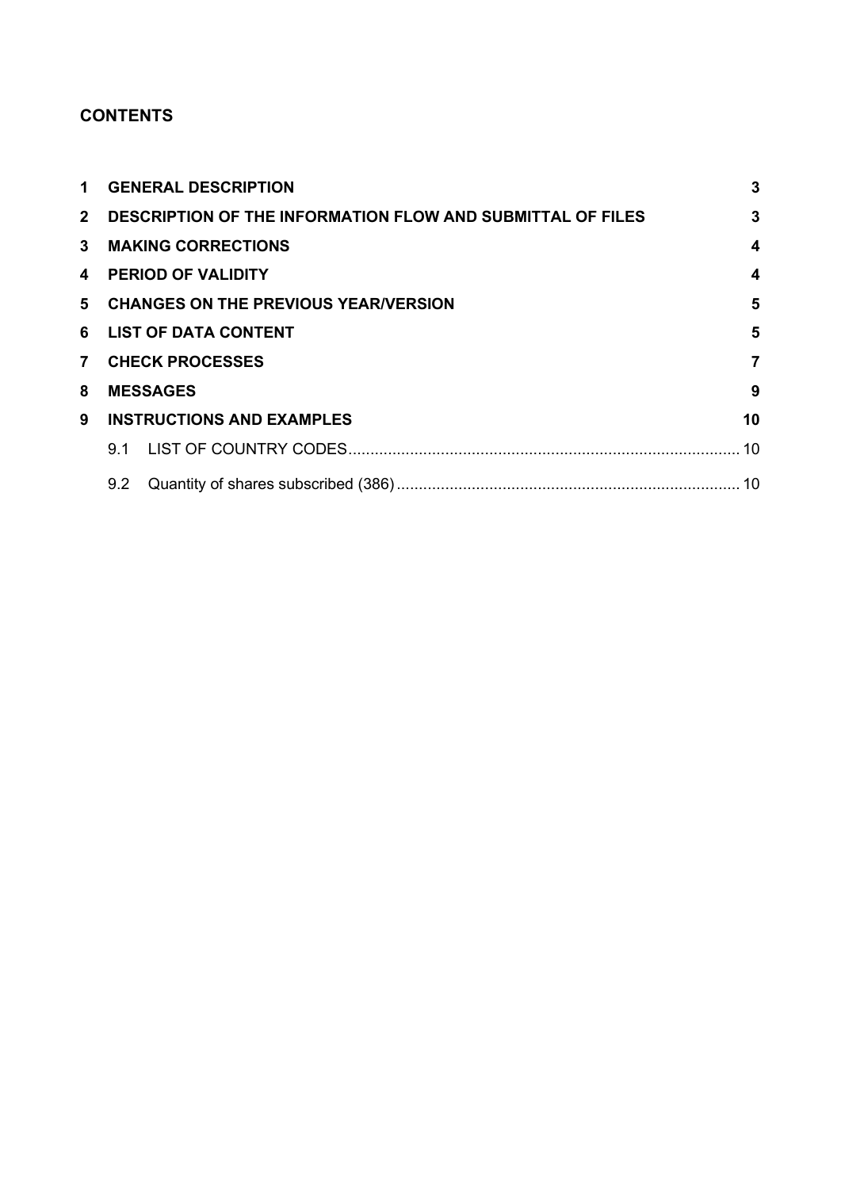## CONTENTS

| | | |
|---|---|---|
| **1** | **GENERAL DESCRIPTION** | **3** |
| **2** | **DESCRIPTION OF THE INFORMATION FLOW AND SUBMITTAL OF FILES** | **3** |
| **3** | **MAKING CORRECTIONS** | **4** |
| **4** | **PERIOD OF VALIDITY** | **4** |
| **5** | **CHANGES ON THE PREVIOUS YEAR/VERSION** | **5** |
| **6** | **LIST OF DATA CONTENT** | **5** |
| **7** | **CHECK PROCESSES** | **7** |
| **8** | **MESSAGES** | **9** |
| **9** | **INSTRUCTIONS AND EXAMPLES** | **10** |
| 9.1 | LIST OF COUNTRY CODES | 10 |
| 9.2 | Quantity of shares subscribed (386) | 10 |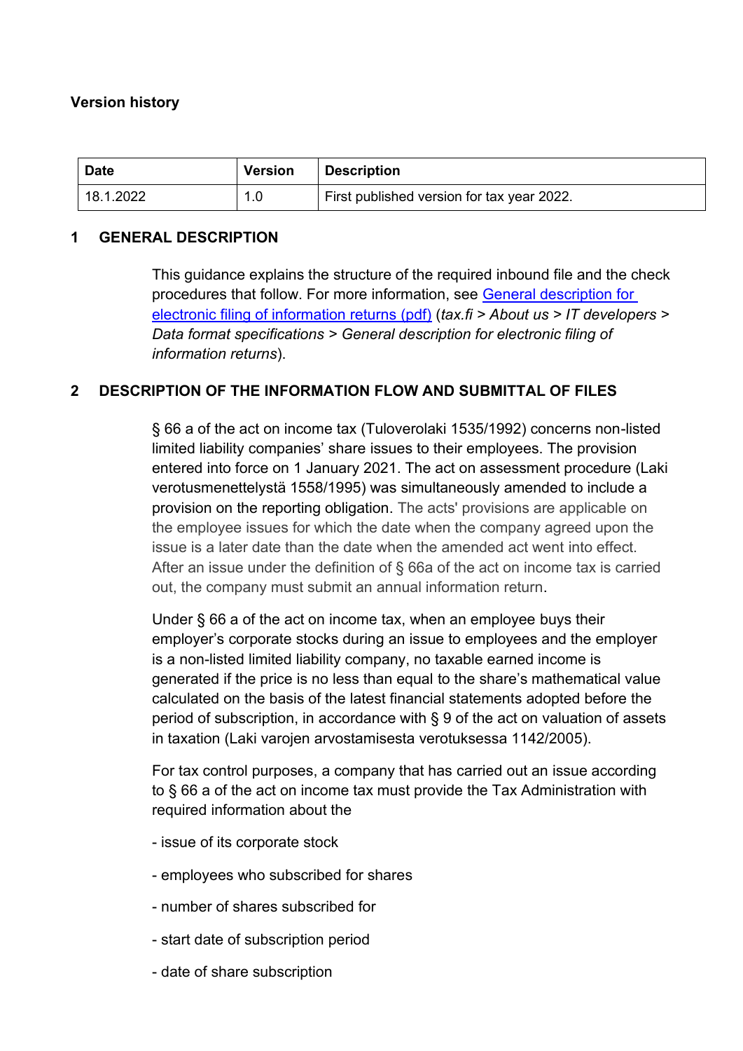**Version history**

| Date | Version | Description |
| --- | --- | --- |
| 18.1.2022 | 1.0 | First published version for tax year 2022. |

## 1 GENERAL DESCRIPTION

This guidance explains the structure of the required inbound file and the check procedures that follow. For more information, see [General description for electronic filing of information returns (pdf)]() (*tax.fi > About us > IT developers > Data format specifications > General description for electronic filing of information returns*).

## 2 DESCRIPTION OF THE INFORMATION FLOW AND SUBMITTAL OF FILES

§ 66 a of the act on income tax (Tuloverolaki 1535/1992) concerns non-listed limited liability companies' share issues to their employees. The provision entered into force on 1 January 2021. The act on assessment procedure (Laki verotusmenettelystä 1558/1995) was simultaneously amended to include a provision on the reporting obligation. The acts' provisions are applicable on the employee issues for which the date when the company agreed upon the issue is a later date than the date when the amended act went into effect. After an issue under the definition of § 66a of the act on income tax is carried out, the company must submit an annual information return.

Under § 66 a of the act on income tax, when an employee buys their employer's corporate stocks during an issue to employees and the employer is a non-listed limited liability company, no taxable earned income is generated if the price is no less than equal to the share's mathematical value calculated on the basis of the latest financial statements adopted before the period of subscription, in accordance with § 9 of the act on valuation of assets in taxation (Laki varojen arvostamisesta verotuksessa 1142/2005).

For tax control purposes, a company that has carried out an issue according to § 66 a of the act on income tax must provide the Tax Administration with required information about the

- issue of its corporate stock

- employees who subscribed for shares

- number of shares subscribed for

- start date of subscription period

- date of share subscription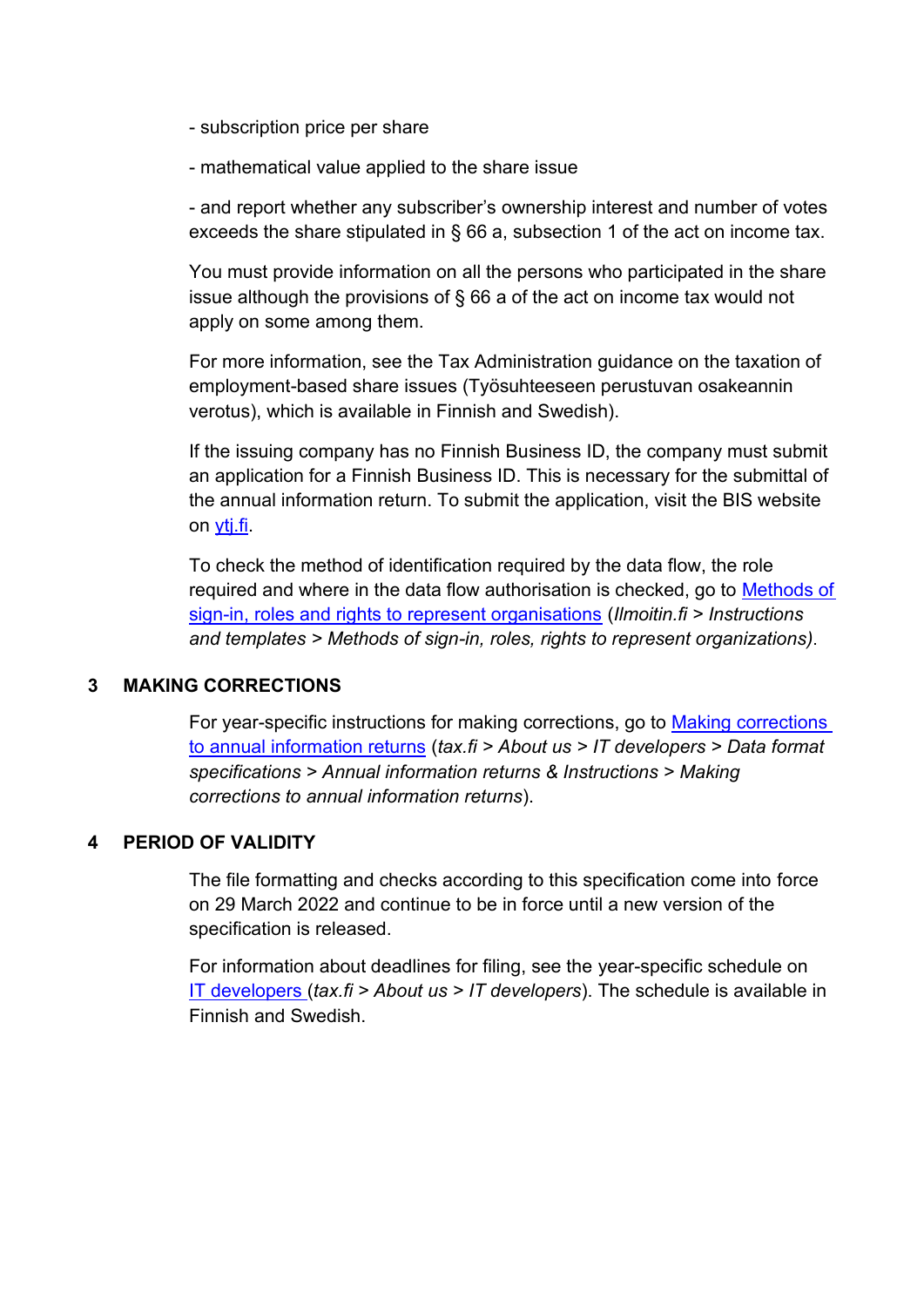- subscription price per share

- mathematical value applied to the share issue

- and report whether any subscriber's ownership interest and number of votes exceeds the share stipulated in § 66 a, subsection 1 of the act on income tax.

You must provide information on all the persons who participated in the share issue although the provisions of § 66 a of the act on income tax would not apply on some among them.

For more information, see the Tax Administration guidance on the taxation of employment-based share issues (Työsuhteeseen perustuvan osakeannin verotus), which is available in Finnish and Swedish).

If the issuing company has no Finnish Business ID, the company must submit an application for a Finnish Business ID. This is necessary for the submittal of the annual information return. To submit the application, visit the BIS website on ytj.fi.

To check the method of identification required by the data flow, the role required and where in the data flow authorisation is checked, go to Methods of sign-in, roles and rights to represent organisations (*Ilmoitin.fi > Instructions and templates > Methods of sign-in, roles, rights to represent organizations).*

## 3 MAKING CORRECTIONS

For year-specific instructions for making corrections, go to Making corrections to annual information returns (*tax.fi > About us > IT developers > Data format specifications > Annual information returns & Instructions > Making corrections to annual information returns*).

## 4 PERIOD OF VALIDITY

The file formatting and checks according to this specification come into force on 29 March 2022 and continue to be in force until a new version of the specification is released.

For information about deadlines for filing, see the year-specific schedule on IT developers (*tax.fi > About us > IT developers*). The schedule is available in Finnish and Swedish.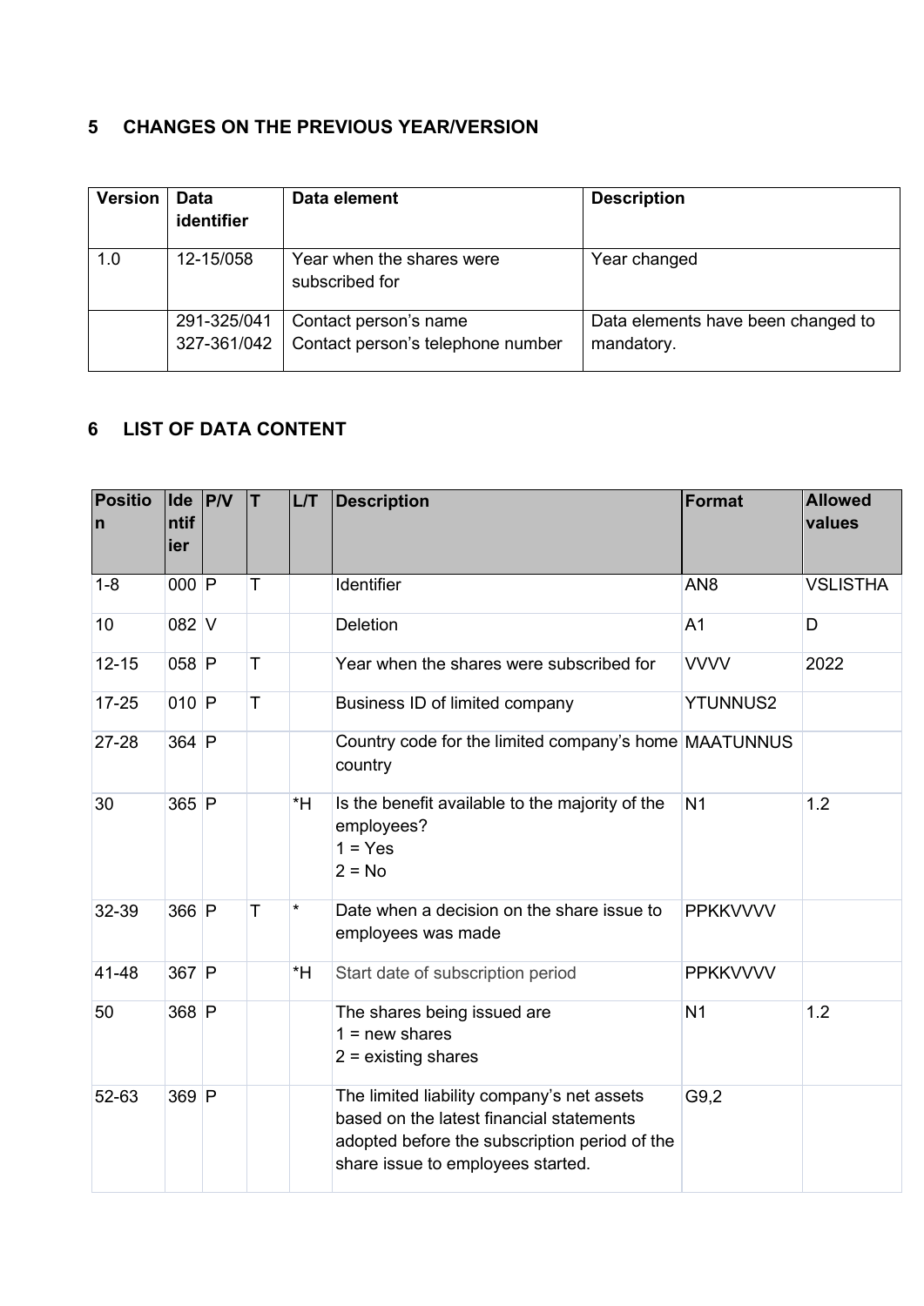## 5 CHANGES ON THE PREVIOUS YEAR/VERSION

| Version | Data identifier | Data element | Description |
|---|---|---|---|
| 1.0 | 12-15/058 | Year when the shares were subscribed for | Year changed |
| | 291-325/041<br>327-361/042 | Contact person's name<br>Contact person's telephone number | Data elements have been changed to mandatory. |

## 6 LIST OF DATA CONTENT

| Position | Identifier | P/V | T | L/T | Description | Format | Allowed values |
|---|---|---|---|---|---|---|---|
| 1-8 | 000 | P | T | | Identifier | AN8 | VSLISTHA |
| 10 | 082 | V | | | Deletion | A1 | D |
| 12-15 | 058 | P | T | | Year when the shares were subscribed for | VVVV | 2022 |
| 17-25 | 010 | P | T | | Business ID of limited company | YTUNNUS2 | |
| 27-28 | 364 | P | | | Country code for the limited company's home country | MAATUNNUS | |
| 30 | 365 | P | | *H | Is the benefit available to the majority of the employees?<br>1 = Yes<br>2 = No | N1 | 1.2 |
| 32-39 | 366 | P | T | * | Date when a decision on the share issue to employees was made | PPKKVVVV | |
| 41-48 | 367 | P | | *H | Start date of subscription period | PPKKVVVV | |
| 50 | 368 | P | | | The shares being issued are<br>1 = new shares<br>2 = existing shares | N1 | 1.2 |
| 52-63 | 369 | P | | | The limited liability company's net assets based on the latest financial statements adopted before the subscription period of the share issue to employees started. | G9,2 | |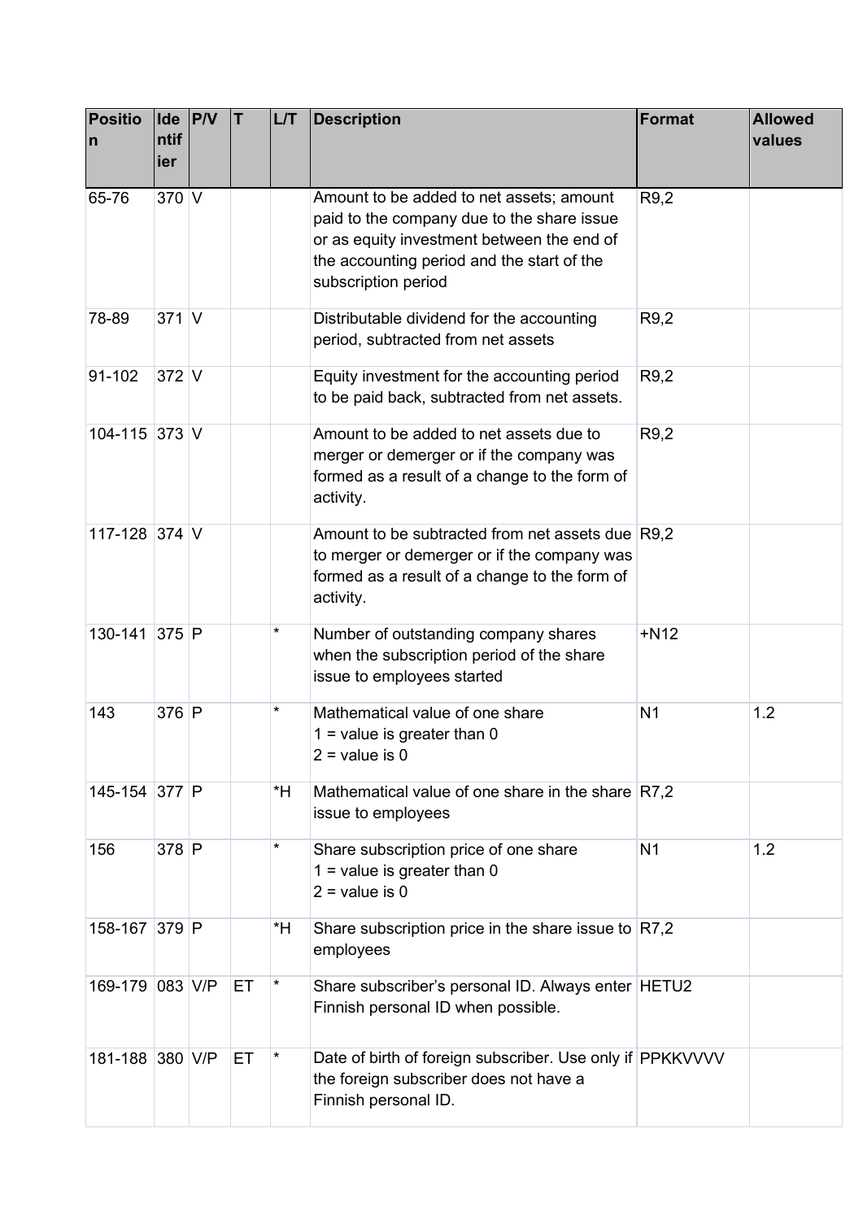| Position | Identifier | P/V | T | L/T | Description | Format | Allowed values |
|---|---|---|---|---|---|---|---|
| 65-76 | 370 | V | | | Amount to be added to net assets; amount paid to the company due to the share issue or as equity investment between the end of the accounting period and the start of the subscription period | R9,2 | |
| 78-89 | 371 | V | | | Distributable dividend for the accounting period, subtracted from net assets | R9,2 | |
| 91-102 | 372 | V | | | Equity investment for the accounting period to be paid back, subtracted from net assets. | R9,2 | |
| 104-115 | 373 | V | | | Amount to be added to net assets due to merger or demerger or if the company was formed as a result of a change to the form of activity. | R9,2 | |
| 117-128 | 374 | V | | | Amount to be subtracted from net assets due to merger or demerger or if the company was formed as a result of a change to the form of activity. | R9,2 | |
| 130-141 | 375 | P | | * | Number of outstanding company shares when the subscription period of the share issue to employees started | +N12 | |
| 143 | 376 | P | | * | Mathematical value of one share<br>1 = value is greater than 0<br>2 = value is 0 | N1 | 1.2 |
| 145-154 | 377 | P | | *H | Mathematical value of one share in the share issue to employees | R7,2 | |
| 156 | 378 | P | | * | Share subscription price of one share<br>1 = value is greater than 0<br>2 = value is 0 | N1 | 1.2 |
| 158-167 | 379 | P | | *H | Share subscription price in the share issue to employees | R7,2 | |
| 169-179 | 083 | V/P | ET | * | Share subscriber's personal ID. Always enter Finnish personal ID when possible. | HETU2 | |
| 181-188 | 380 | V/P | ET | * | Date of birth of foreign subscriber. Use only if the foreign subscriber does not have a Finnish personal ID. | PPKKVVVV | |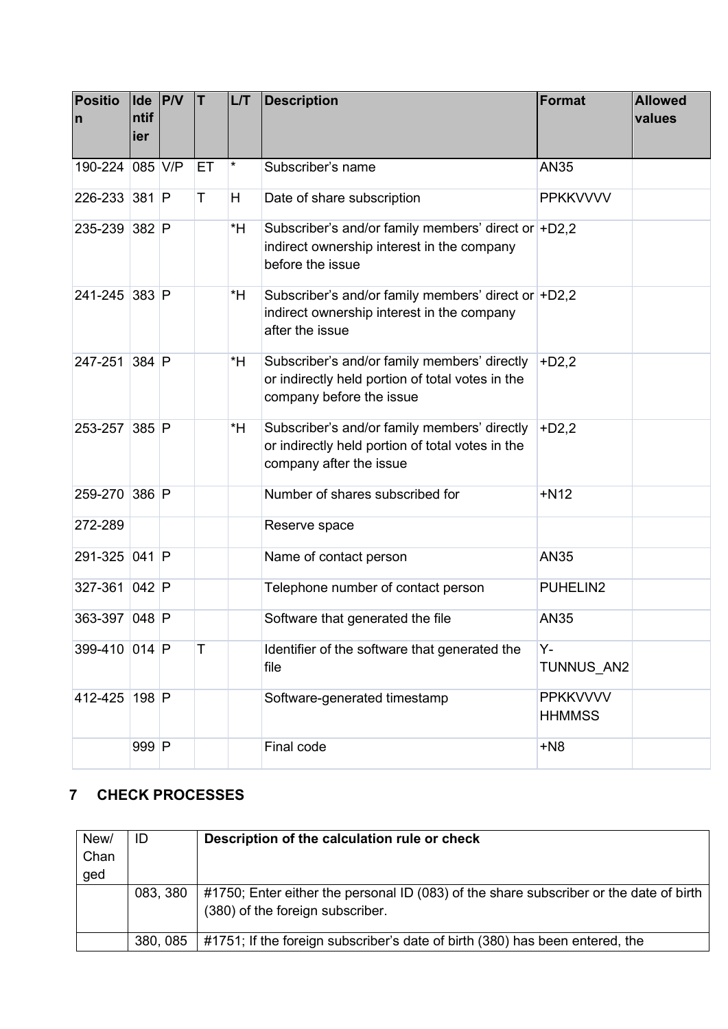| Position | Identifier | P/V | T | L/T | Description | Format | Allowed values |
|---|---|---|---|---|---|---|---|
| 190-224 | 085 | V/P | ET | * | Subscriber's name | AN35 | |
| 226-233 | 381 | P | T | H | Date of share subscription | PPKKVVVV | |
| 235-239 | 382 | P | | *H | Subscriber's and/or family members' direct or indirect ownership interest in the company before the issue | +D2,2 | |
| 241-245 | 383 | P | | *H | Subscriber's and/or family members' direct or indirect ownership interest in the company after the issue | +D2,2 | |
| 247-251 | 384 | P | | *H | Subscriber's and/or family members' directly or indirectly held portion of total votes in the company before the issue | +D2,2 | |
| 253-257 | 385 | P | | *H | Subscriber's and/or family members' directly or indirectly held portion of total votes in the company after the issue | +D2,2 | |
| 259-270 | 386 | P | | | Number of shares subscribed for | +N12 | |
| 272-289 | | | | | Reserve space | | |
| 291-325 | 041 | P | | | Name of contact person | AN35 | |
| 327-361 | 042 | P | | | Telephone number of contact person | PUHELIN2 | |
| 363-397 | 048 | P | | | Software that generated the file | AN35 | |
| 399-410 | 014 | P | T | | Identifier of the software that generated the file | Y-TUNNUS_AN2 | |
| 412-425 | 198 | P | | | Software-generated timestamp | PPKKVVVV HHMMSS | |
| | 999 | P | | | Final code | +N8 | |

## 7 CHECK PROCESSES

| New/ Changed | ID | Description of the calculation rule or check |
|---|---|---|
| | 083, 380 | #1750; Enter either the personal ID (083) of the share subscriber or the date of birth (380) of the foreign subscriber. |
| | 380, 085 | #1751; If the foreign subscriber's date of birth (380) has been entered, the |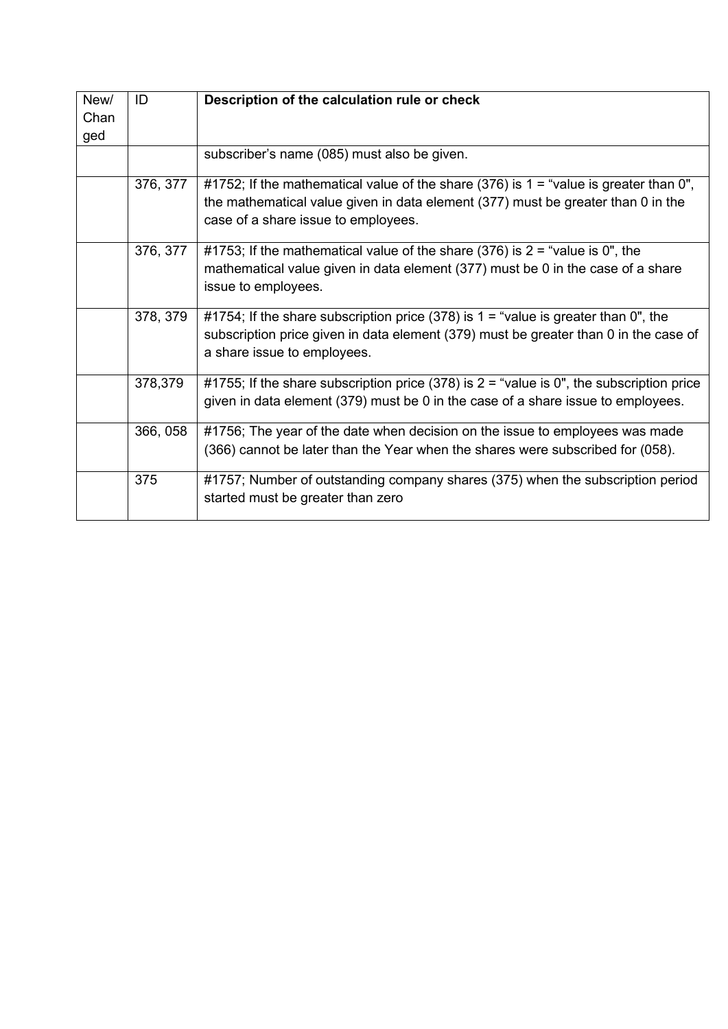| New/ Changed | ID | **Description of the calculation rule or check** |
|---|---|---|
| | | subscriber’s name (085) must also be given. |
| | 376, 377 | #1752; If the mathematical value of the share (376) is 1 = “value is greater than 0", the mathematical value given in data element (377) must be greater than 0 in the case of a share issue to employees. |
| | 376, 377 | #1753; If the mathematical value of the share (376) is 2 = “value is 0", the mathematical value given in data element (377) must be 0 in the case of a share issue to employees. |
| | 378, 379 | #1754; If the share subscription price (378) is 1 = “value is greater than 0", the subscription price given in data element (379) must be greater than 0 in the case of a share issue to employees. |
| | 378,379 | #1755; If the share subscription price (378) is 2 = “value is 0", the subscription price given in data element (379) must be 0 in the case of a share issue to employees. |
| | 366, 058 | #1756; The year of the date when decision on the issue to employees was made (366) cannot be later than the Year when the shares were subscribed for (058). |
| | 375 | #1757; Number of outstanding company shares (375) when the subscription period started must be greater than zero |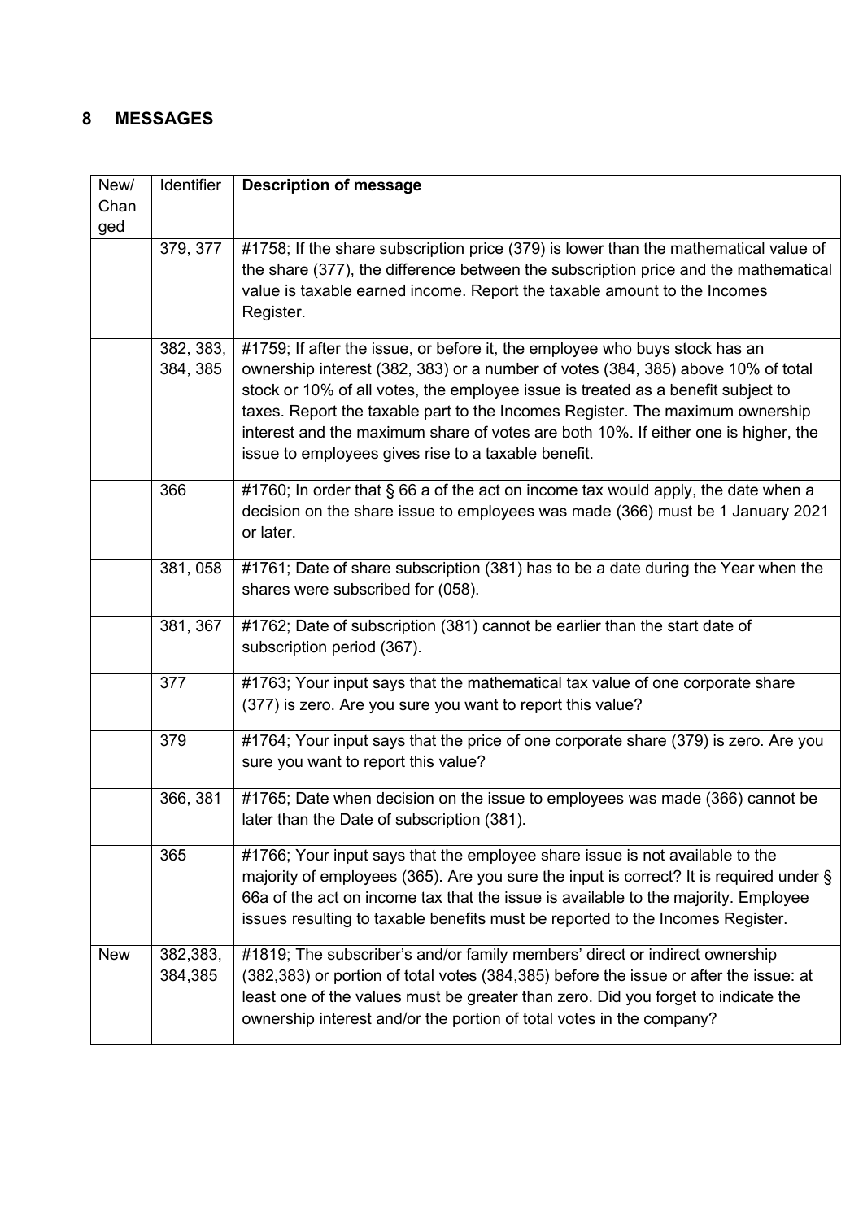## 8 MESSAGES

| New/ Changed | Identifier | **Description of message** |
|---|---|---|
| | 379, 377 | #1758; If the share subscription price (379) is lower than the mathematical value of the share (377), the difference between the subscription price and the mathematical value is taxable earned income. Report the taxable amount to the Incomes Register. |
| | 382, 383, 384, 385 | #1759; If after the issue, or before it, the employee who buys stock has an ownership interest (382, 383) or a number of votes (384, 385) above 10% of total stock or 10% of all votes, the employee issue is treated as a benefit subject to taxes. Report the taxable part to the Incomes Register. The maximum ownership interest and the maximum share of votes are both 10%. If either one is higher, the issue to employees gives rise to a taxable benefit. |
| | 366 | #1760; In order that § 66 a of the act on income tax would apply, the date when a decision on the share issue to employees was made (366) must be 1 January 2021 or later. |
| | 381, 058 | #1761; Date of share subscription (381) has to be a date during the Year when the shares were subscribed for (058). |
| | 381, 367 | #1762; Date of subscription (381) cannot be earlier than the start date of subscription period (367). |
| | 377 | #1763; Your input says that the mathematical tax value of one corporate share (377) is zero. Are you sure you want to report this value? |
| | 379 | #1764; Your input says that the price of one corporate share (379) is zero. Are you sure you want to report this value? |
| | 366, 381 | #1765; Date when decision on the issue to employees was made (366) cannot be later than the Date of subscription (381). |
| | 365 | #1766; Your input says that the employee share issue is not available to the majority of employees (365). Are you sure the input is correct? It is required under § 66a of the act on income tax that the issue is available to the majority. Employee issues resulting to taxable benefits must be reported to the Incomes Register. |
| New | 382,383, 384,385 | #1819; The subscriber's and/or family members' direct or indirect ownership (382,383) or portion of total votes (384,385) before the issue or after the issue: at least one of the values must be greater than zero. Did you forget to indicate the ownership interest and/or the portion of total votes in the company? |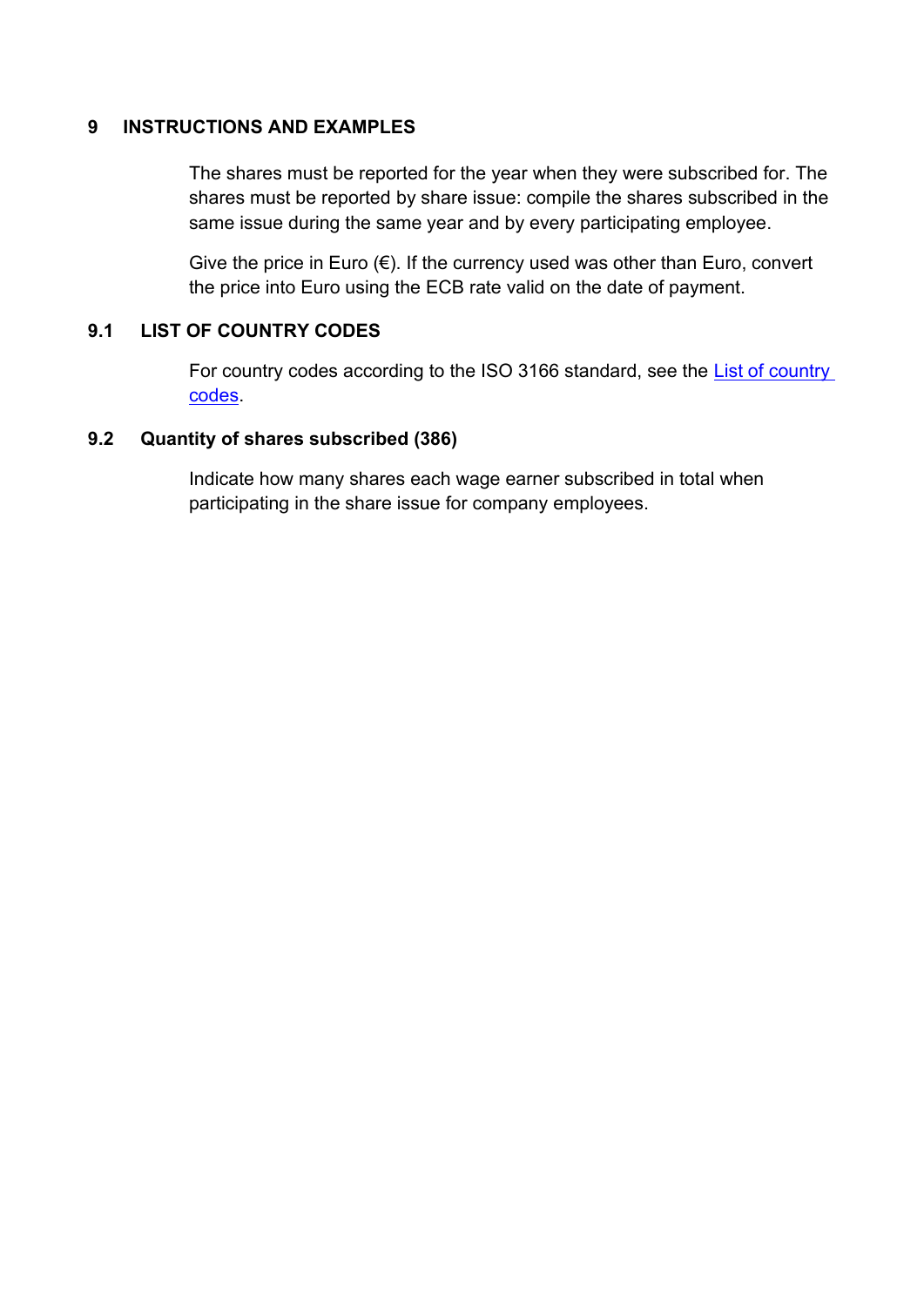## 9 INSTRUCTIONS AND EXAMPLES

The shares must be reported for the year when they were subscribed for. The shares must be reported by share issue: compile the shares subscribed in the same issue during the same year and by every participating employee.

Give the price in Euro (€). If the currency used was other than Euro, convert the price into Euro using the ECB rate valid on the date of payment.

### 9.1 LIST OF COUNTRY CODES

For country codes according to the ISO 3166 standard, see the List of country codes.

### 9.2 Quantity of shares subscribed (386)

Indicate how many shares each wage earner subscribed in total when participating in the share issue for company employees.